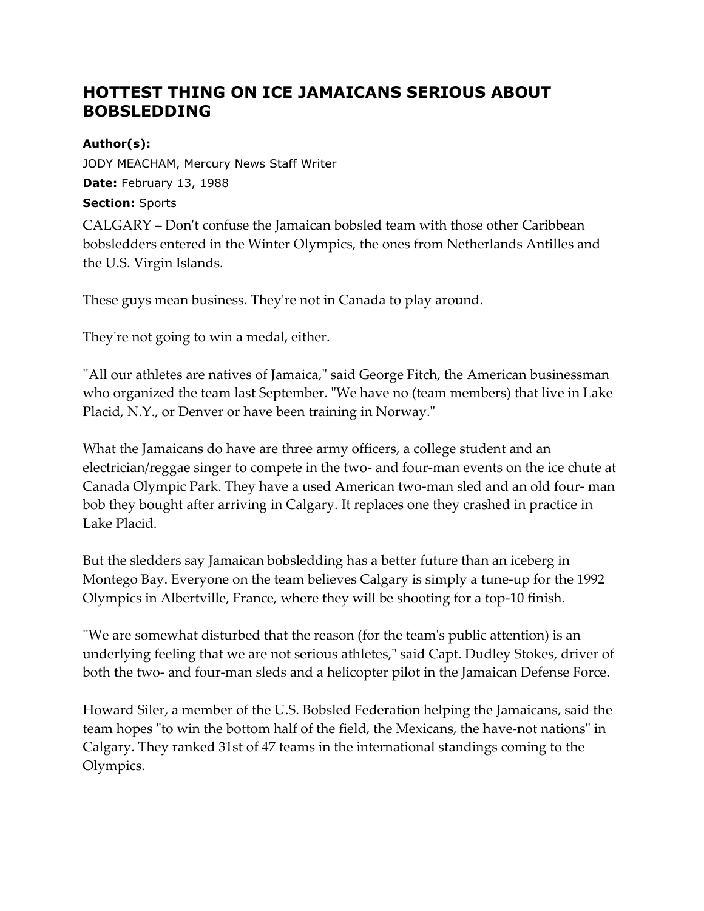# HOTTEST THING ON ICE JAMAICANS SERIOUS ABOUT BOBSLEDDING

**Author(s):**

JODY MEACHAM, Mercury News Staff Writer

**Date:** February 13, 1988

**Section:** Sports

CALGARY – Don't confuse the Jamaican bobsled team with those other Caribbean bobsledders entered in the Winter Olympics, the ones from Netherlands Antilles and the U.S. Virgin Islands.

These guys mean business. They're not in Canada to play around.

They're not going to win a medal, either.

''All our athletes are natives of Jamaica," said George Fitch, the American businessman who organized the team last September. "We have no (team members) that live in Lake Placid, N.Y., or Denver or have been training in Norway."

What the Jamaicans do have are three army officers, a college student and an electrician/reggae singer to compete in the two- and four-man events on the ice chute at Canada Olympic Park. They have a used American two-man sled and an old four- man bob they bought after arriving in Calgary. It replaces one they crashed in practice in Lake Placid.

But the sledders say Jamaican bobsledding has a better future than an iceberg in Montego Bay. Everyone on the team believes Calgary is simply a tune-up for the 1992 Olympics in Albertville, France, where they will be shooting for a top-10 finish.

''We are somewhat disturbed that the reason (for the team's public attention) is an underlying feeling that we are not serious athletes," said Capt. Dudley Stokes, driver of both the two- and four-man sleds and a helicopter pilot in the Jamaican Defense Force.

Howard Siler, a member of the U.S. Bobsled Federation helping the Jamaicans, said the team hopes "to win the bottom half of the field, the Mexicans, the have-not nations" in Calgary. They ranked 31st of 47 teams in the international standings coming to the Olympics.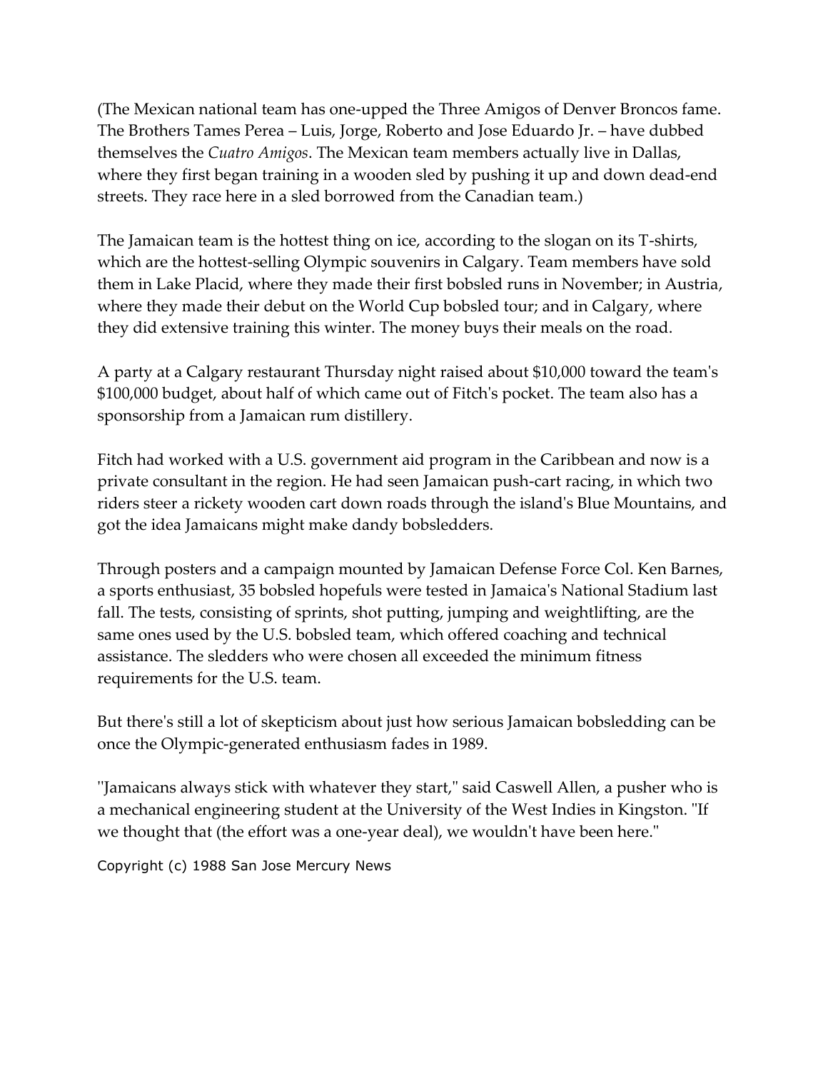(The Mexican national team has one-upped the Three Amigos of Denver Broncos fame. The Brothers Tames Perea – Luis, Jorge, Roberto and Jose Eduardo Jr. – have dubbed themselves the *Cuatro Amigos*. The Mexican team members actually live in Dallas, where they first began training in a wooden sled by pushing it up and down dead-end streets. They race here in a sled borrowed from the Canadian team.)

The Jamaican team is the hottest thing on ice, according to the slogan on its T-shirts, which are the hottest-selling Olympic souvenirs in Calgary. Team members have sold them in Lake Placid, where they made their first bobsled runs in November; in Austria, where they made their debut on the World Cup bobsled tour; and in Calgary, where they did extensive training this winter. The money buys their meals on the road.

A party at a Calgary restaurant Thursday night raised about $10,000 toward the team's $100,000 budget, about half of which came out of Fitch's pocket. The team also has a sponsorship from a Jamaican rum distillery.

Fitch had worked with a U.S. government aid program in the Caribbean and now is a private consultant in the region. He had seen Jamaican push-cart racing, in which two riders steer a rickety wooden cart down roads through the island's Blue Mountains, and got the idea Jamaicans might make dandy bobsledders.

Through posters and a campaign mounted by Jamaican Defense Force Col. Ken Barnes, a sports enthusiast, 35 bobsled hopefuls were tested in Jamaica's National Stadium last fall. The tests, consisting of sprints, shot putting, jumping and weightlifting, are the same ones used by the U.S. bobsled team, which offered coaching and technical assistance. The sledders who were chosen all exceeded the minimum fitness requirements for the U.S. team.

But there's still a lot of skepticism about just how serious Jamaican bobsledding can be once the Olympic-generated enthusiasm fades in 1989.

"Jamaicans always stick with whatever they start," said Caswell Allen, a pusher who is a mechanical engineering student at the University of the West Indies in Kingston. "If we thought that (the effort was a one-year deal), we wouldn't have been here."

Copyright (c) 1988 San Jose Mercury News